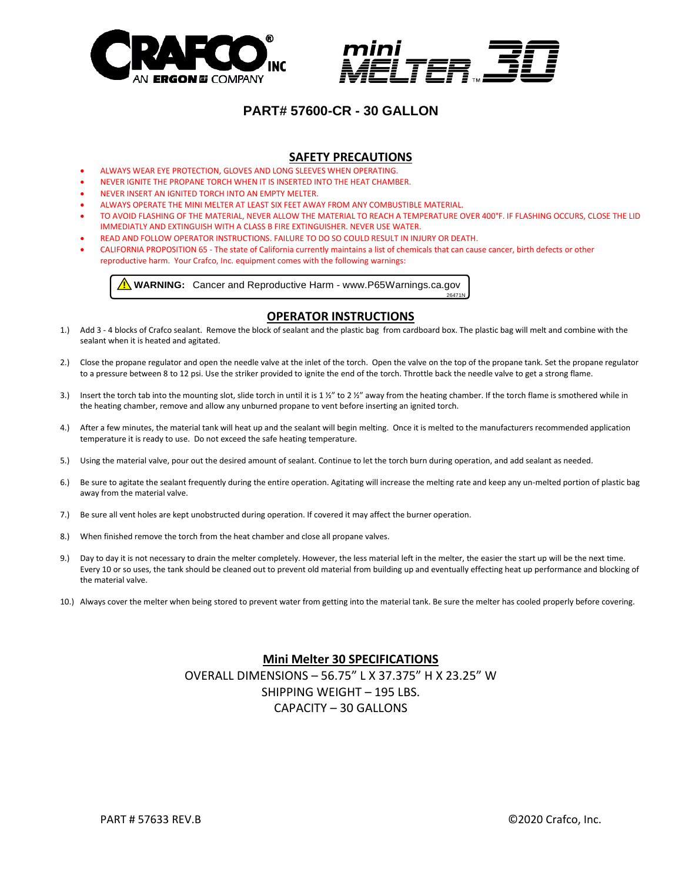CRAFCO® INC
AN ERGON COMPANY

mini MELTER™ 30

# PART# 57600-CR - 30 GALLON

## SAFETY PRECAUTIONS

- ALWAYS WEAR EYE PROTECTION, GLOVES AND LONG SLEEVES WHEN OPERATING.
- NEVER IGNITE THE PROPANE TORCH WHEN IT IS INSERTED INTO THE HEAT CHAMBER.
- NEVER INSERT AN IGNITED TORCH INTO AN EMPTY MELTER.
- ALWAYS OPERATE THE MINI MELTER AT LEAST SIX FEET AWAY FROM ANY COMBUSTIBLE MATERIAL.
- TO AVOID FLASHING OF THE MATERIAL, NEVER ALLOW THE MATERIAL TO REACH A TEMPERATURE OVER 400°F. IF FLASHING OCCURS, CLOSE THE LID IMMEDIATLY AND EXTINGUISH WITH A CLASS B FIRE EXTINGUISHER. NEVER USE WATER.
- READ AND FOLLOW OPERATOR INSTRUCTIONS. FAILURE TO DO SO COULD RESULT IN INJURY OR DEATH.
- CALIFORNIA PROPOSITION 65 - The state of California currently maintains a list of chemicals that can cause cancer, birth defects or other reproductive harm. Your Crafco, Inc. equipment comes with the following warnings:

> ⚠ **WARNING:** Cancer and Reproductive Harm - www.P65Warnings.ca.gov
> 26471N

## OPERATOR INSTRUCTIONS

1.) Add 3 - 4 blocks of Crafco sealant. Remove the block of sealant and the plastic bag from cardboard box. The plastic bag will melt and combine with the sealant when it is heated and agitated.

2.) Close the propane regulator and open the needle valve at the inlet of the torch. Open the valve on the top of the propane tank. Set the propane regulator to a pressure between 8 to 12 psi. Use the striker provided to ignite the end of the torch. Throttle back the needle valve to get a strong flame.

3.) Insert the torch tab into the mounting slot, slide torch in until it is 1 ½" to 2 ½" away from the heating chamber. If the torch flame is smothered while in the heating chamber, remove and allow any unburned propane to vent before inserting an ignited torch.

4.) After a few minutes, the material tank will heat up and the sealant will begin melting. Once it is melted to the manufacturers recommended application temperature it is ready to use. Do not exceed the safe heating temperature.

5.) Using the material valve, pour out the desired amount of sealant. Continue to let the torch burn during operation, and add sealant as needed.

6.) Be sure to agitate the sealant frequently during the entire operation. Agitating will increase the melting rate and keep any un-melted portion of plastic bag away from the material valve.

7.) Be sure all vent holes are kept unobstructed during operation. If covered it may affect the burner operation.

8.) When finished remove the torch from the heat chamber and close all propane valves.

9.) Day to day it is not necessary to drain the melter completely. However, the less material left in the melter, the easier the start up will be the next time. Every 10 or so uses, the tank should be cleaned out to prevent old material from building up and eventually effecting heat up performance and blocking of the material valve.

10.) Always cover the melter when being stored to prevent water from getting into the material tank. Be sure the melter has cooled properly before covering.

## Mini Melter 30 SPECIFICATIONS

OVERALL DIMENSIONS – 56.75" L X 37.375" H X 23.25" W
SHIPPING WEIGHT – 195 LBS.
CAPACITY – 30 GALLONS

PART # 57633 REV.B ©2020 Crafco, Inc.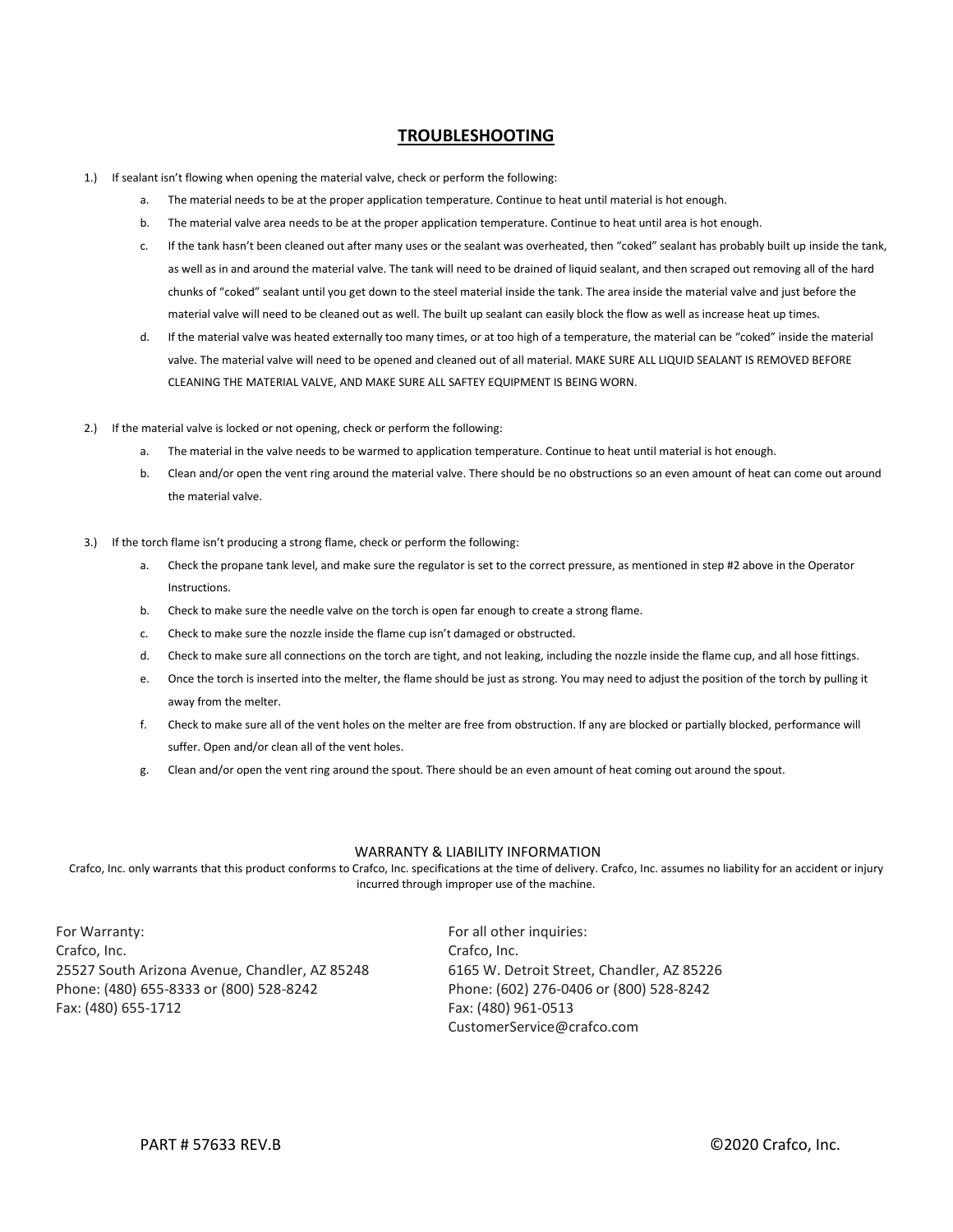## TROUBLESHOOTING

1.) If sealant isn't flowing when opening the material valve, check or perform the following:

   a. The material needs to be at the proper application temperature. Continue to heat until material is hot enough.

   b. The material valve area needs to be at the proper application temperature. Continue to heat until area is hot enough.

   c. If the tank hasn't been cleaned out after many uses or the sealant was overheated, then "coked" sealant has probably built up inside the tank, as well as in and around the material valve. The tank will need to be drained of liquid sealant, and then scraped out removing all of the hard chunks of "coked" sealant until you get down to the steel material inside the tank. The area inside the material valve and just before the material valve will need to be cleaned out as well. The built up sealant can easily block the flow as well as increase heat up times.

   d. If the material valve was heated externally too many times, or at too high of a temperature, the material can be "coked" inside the material valve. The material valve will need to be opened and cleaned out of all material. MAKE SURE ALL LIQUID SEALANT IS REMOVED BEFORE CLEANING THE MATERIAL VALVE, AND MAKE SURE ALL SAFTEY EQUIPMENT IS BEING WORN.

2.) If the material valve is locked or not opening, check or perform the following:

   a. The material in the valve needs to be warmed to application temperature. Continue to heat until material is hot enough.

   b. Clean and/or open the vent ring around the material valve. There should be no obstructions so an even amount of heat can come out around the material valve.

3.) If the torch flame isn't producing a strong flame, check or perform the following:

   a. Check the propane tank level, and make sure the regulator is set to the correct pressure, as mentioned in step #2 above in the Operator Instructions.

   b. Check to make sure the needle valve on the torch is open far enough to create a strong flame.

   c. Check to make sure the nozzle inside the flame cup isn't damaged or obstructed.

   d. Check to make sure all connections on the torch are tight, and not leaking, including the nozzle inside the flame cup, and all hose fittings.

   e. Once the torch is inserted into the melter, the flame should be just as strong. You may need to adjust the position of the torch by pulling it away from the melter.

   f. Check to make sure all of the vent holes on the melter are free from obstruction. If any are blocked or partially blocked, performance will suffer. Open and/or clean all of the vent holes.

   g. Clean and/or open the vent ring around the spout. There should be an even amount of heat coming out around the spout.

WARRANTY & LIABILITY INFORMATION

Crafco, Inc. only warrants that this product conforms to Crafco, Inc. specifications at the time of delivery. Crafco, Inc. assumes no liability for an accident or injury incurred through improper use of the machine.

For Warranty:
Crafco, Inc.
25527 South Arizona Avenue, Chandler, AZ 85248
Phone: (480) 655-8333 or (800) 528-8242
Fax: (480) 655-1712

For all other inquiries:
Crafco, Inc.
6165 W. Detroit Street, Chandler, AZ 85226
Phone: (602) 276-0406 or (800) 528-8242
Fax: (480) 961-0513
CustomerService@crafco.com

PART # 57633 REV.B

©2020 Crafco, Inc.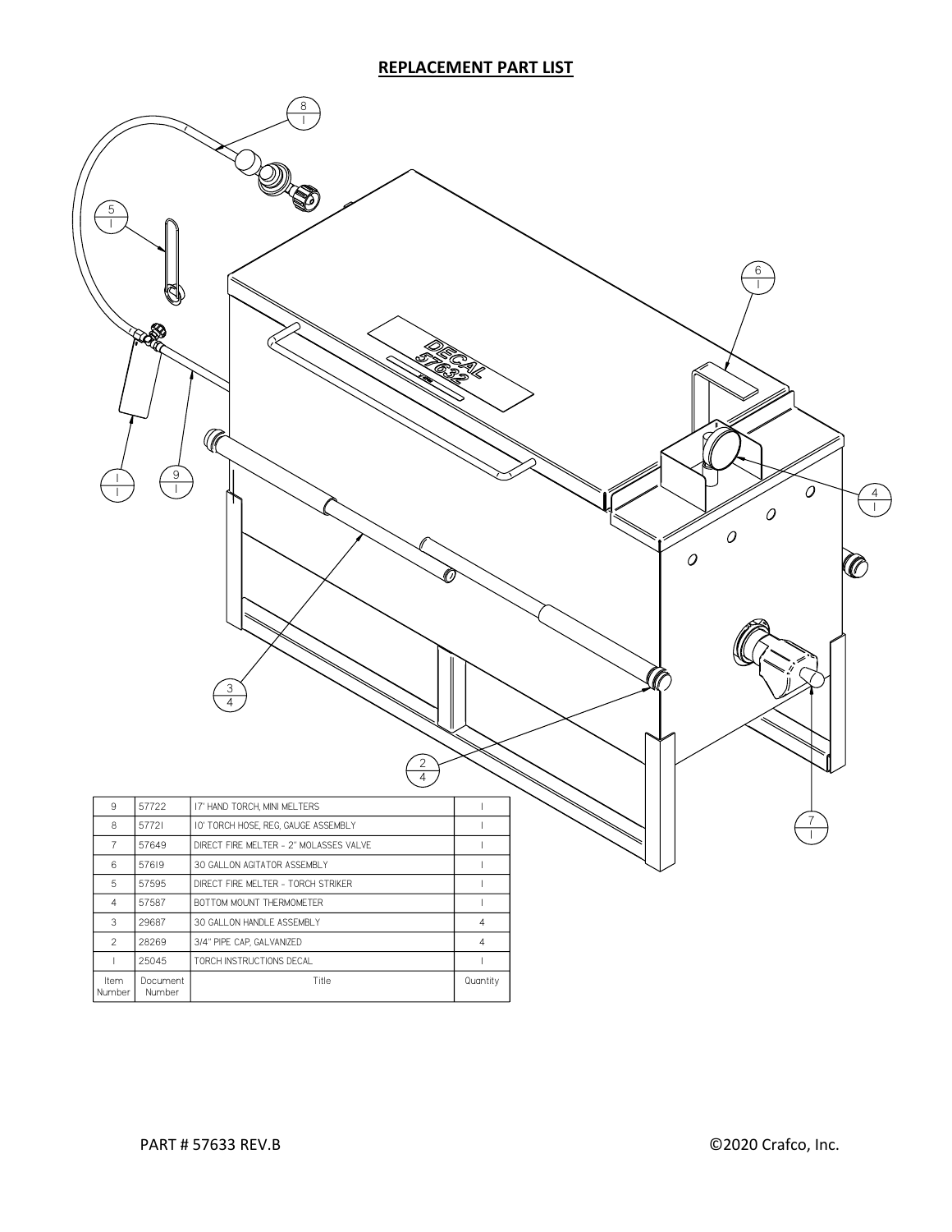# REPLACEMENT PART LIST

| Item Number | Document Number | Title | Quantity |
|---|---|---|---|
| 9 | 57722 | 17' HAND TORCH, MINI MELTERS | 1 |
| 8 | 57721 | 10' TORCH HOSE, REG, GAUGE ASSEMBLY | 1 |
| 7 | 57649 | DIRECT FIRE MELTER - 2" MOLASSES VALVE | 1 |
| 6 | 57619 | 30 GALLON AGITATOR ASSEMBLY | 1 |
| 5 | 57595 | DIRECT FIRE MELTER - TORCH STRIKER | 1 |
| 4 | 57587 | BOTTOM MOUNT THERMOMETER | 1 |
| 3 | 29687 | 30 GALLON HANDLE ASSEMBLY | 4 |
| 2 | 28269 | 3/4" PIPE CAP, GALVANIZED | 4 |
| 1 | 25045 | TORCH INSTRUCTIONS DECAL | 1 |

PART # 57633 REV.B

©2020 Crafco, Inc.